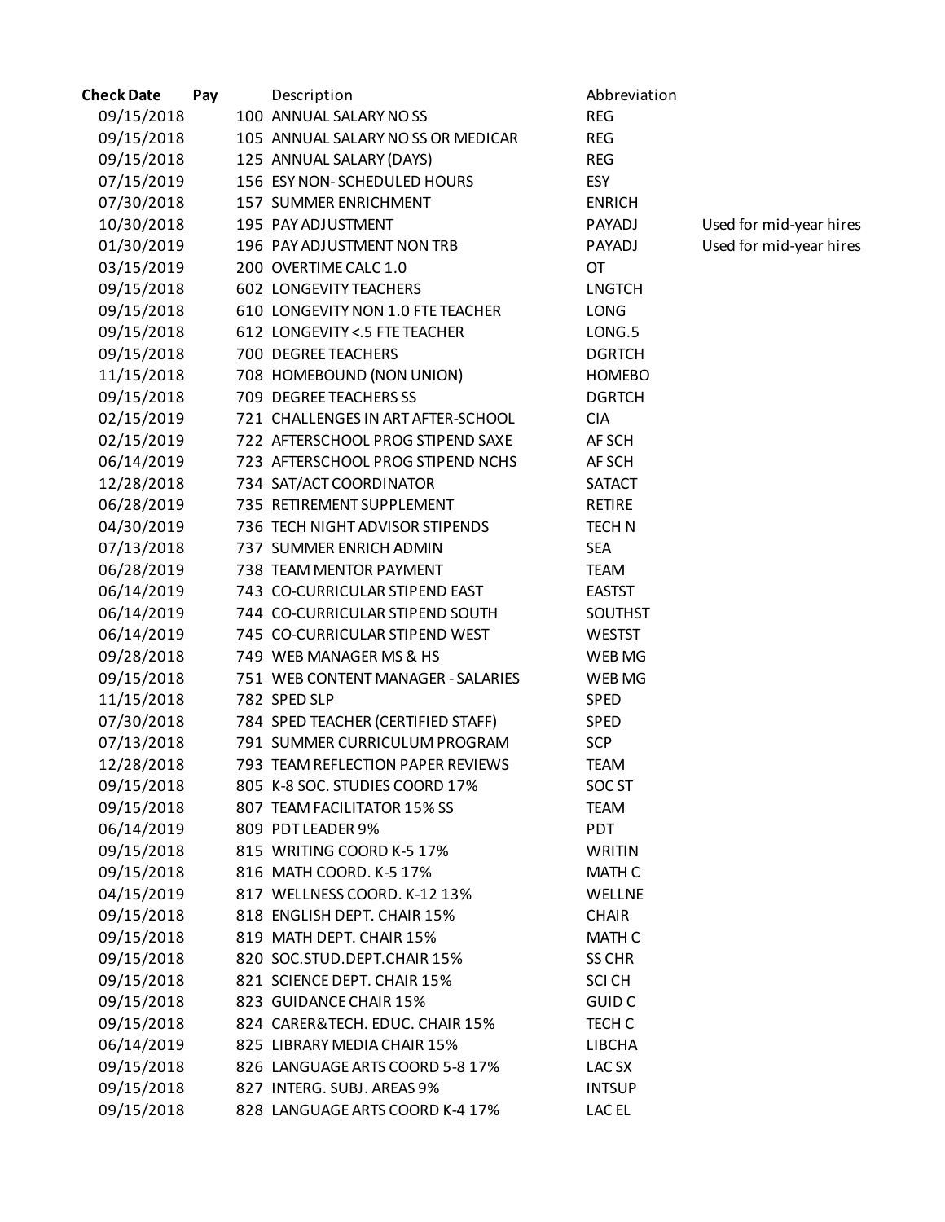| Check Date | Pay | Description | Abbreviation | |
|---|---|---|---|---|
| 09/15/2018 | 100 | ANNUAL SALARY NO SS | REG | |
| 09/15/2018 | 105 | ANNUAL SALARY NO SS OR MEDICAR | REG | |
| 09/15/2018 | 125 | ANNUAL SALARY (DAYS) | REG | |
| 07/15/2019 | 156 | ESY NON- SCHEDULED HOURS | ESY | |
| 07/30/2018 | 157 | SUMMER ENRICHMENT | ENRICH | |
| 10/30/2018 | 195 | PAY ADJUSTMENT | PAYADJ | Used for mid-year hires |
| 01/30/2019 | 196 | PAY ADJUSTMENT NON TRB | PAYADJ | Used for mid-year hires |
| 03/15/2019 | 200 | OVERTIME CALC 1.0 | OT | |
| 09/15/2018 | 602 | LONGEVITY TEACHERS | LNGTCH | |
| 09/15/2018 | 610 | LONGEVITY NON 1.0 FTE TEACHER | LONG | |
| 09/15/2018 | 612 | LONGEVITY <.5 FTE TEACHER | LONG.5 | |
| 09/15/2018 | 700 | DEGREE TEACHERS | DGRTCH | |
| 11/15/2018 | 708 | HOMEBOUND (NON UNION) | HOMEBO | |
| 09/15/2018 | 709 | DEGREE TEACHERS SS | DGRTCH | |
| 02/15/2019 | 721 | CHALLENGES IN ART AFTER-SCHOOL | CIA | |
| 02/15/2019 | 722 | AFTERSCHOOL PROG STIPEND SAXE | AF SCH | |
| 06/14/2019 | 723 | AFTERSCHOOL PROG STIPEND NCHS | AF SCH | |
| 12/28/2018 | 734 | SAT/ACT COORDINATOR | SATACT | |
| 06/28/2019 | 735 | RETIREMENT SUPPLEMENT | RETIRE | |
| 04/30/2019 | 736 | TECH NIGHT ADVISOR STIPENDS | TECH N | |
| 07/13/2018 | 737 | SUMMER ENRICH ADMIN | SEA | |
| 06/28/2019 | 738 | TEAM MENTOR PAYMENT | TEAM | |
| 06/14/2019 | 743 | CO-CURRICULAR STIPEND EAST | EASTST | |
| 06/14/2019 | 744 | CO-CURRICULAR STIPEND SOUTH | SOUTHST | |
| 06/14/2019 | 745 | CO-CURRICULAR STIPEND WEST | WESTST | |
| 09/28/2018 | 749 | WEB MANAGER MS & HS | WEB MG | |
| 09/15/2018 | 751 | WEB CONTENT MANAGER - SALARIES | WEB MG | |
| 11/15/2018 | 782 | SPED SLP | SPED | |
| 07/30/2018 | 784 | SPED TEACHER (CERTIFIED STAFF) | SPED | |
| 07/13/2018 | 791 | SUMMER CURRICULUM PROGRAM | SCP | |
| 12/28/2018 | 793 | TEAM REFLECTION PAPER REVIEWS | TEAM | |
| 09/15/2018 | 805 | K-8 SOC. STUDIES COORD 17% | SOC ST | |
| 09/15/2018 | 807 | TEAM FACILITATOR 15% SS | TEAM | |
| 06/14/2019 | 809 | PDT LEADER 9% | PDT | |
| 09/15/2018 | 815 | WRITING COORD K-5 17% | WRITIN | |
| 09/15/2018 | 816 | MATH COORD. K-5 17% | MATH C | |
| 04/15/2019 | 817 | WELLNESS COORD. K-12 13% | WELLNE | |
| 09/15/2018 | 818 | ENGLISH DEPT. CHAIR 15% | CHAIR | |
| 09/15/2018 | 819 | MATH DEPT. CHAIR 15% | MATH C | |
| 09/15/2018 | 820 | SOC.STUD.DEPT.CHAIR 15% | SS CHR | |
| 09/15/2018 | 821 | SCIENCE DEPT. CHAIR 15% | SCI CH | |
| 09/15/2018 | 823 | GUIDANCE CHAIR 15% | GUID C | |
| 09/15/2018 | 824 | CARER&TECH. EDUC. CHAIR 15% | TECH C | |
| 06/14/2019 | 825 | LIBRARY MEDIA CHAIR 15% | LIBCHA | |
| 09/15/2018 | 826 | LANGUAGE ARTS COORD 5-8 17% | LAC SX | |
| 09/15/2018 | 827 | INTERG. SUBJ. AREAS 9% | INTSUP | |
| 09/15/2018 | 828 | LANGUAGE ARTS COORD K-4 17% | LAC EL | |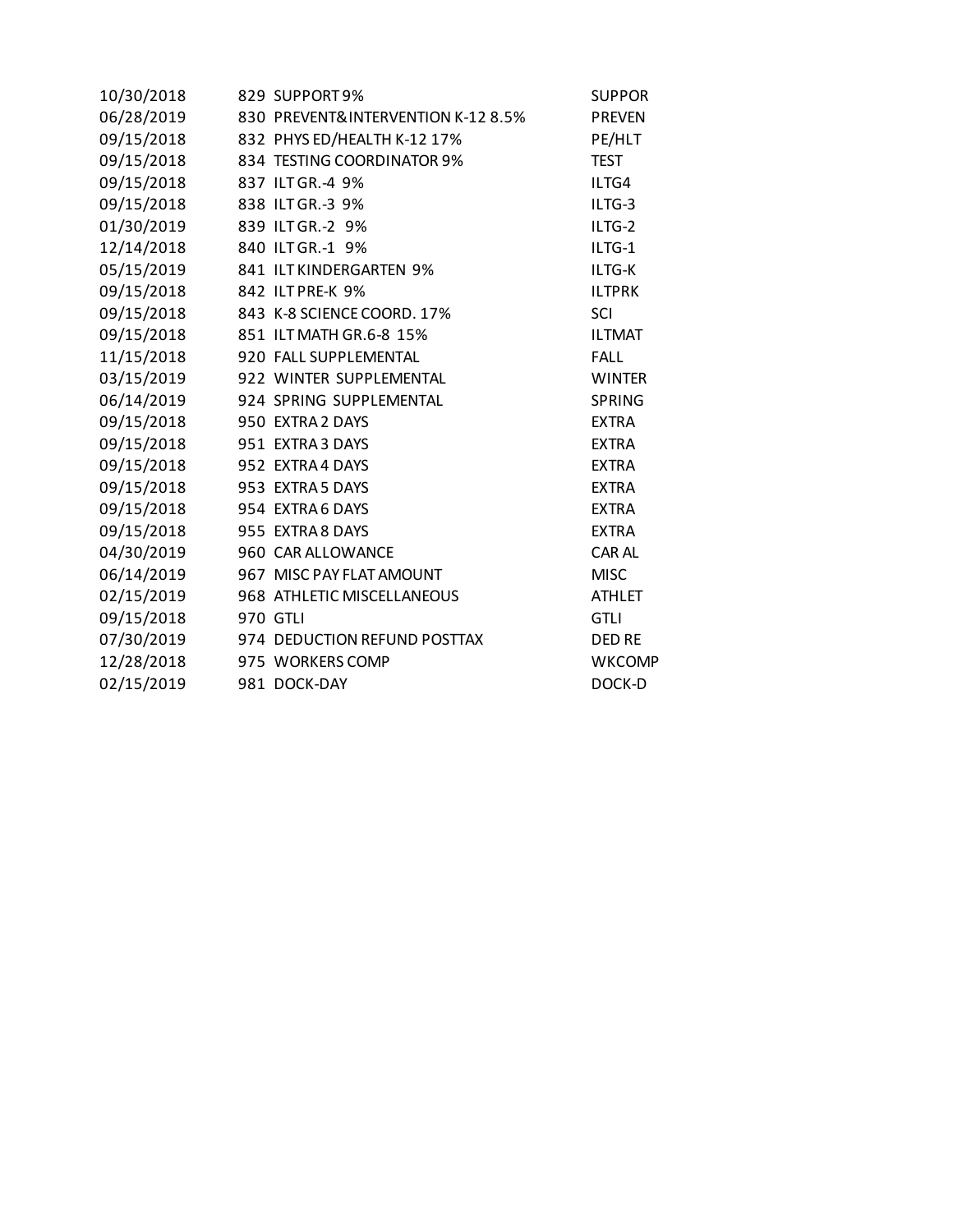| | | | |
|---|---|---|---|
| 10/30/2018 | 829 | SUPPORT 9% | SUPPOR |
| 06/28/2019 | 830 | PREVENT&INTERVENTION K-12 8.5% | PREVEN |
| 09/15/2018 | 832 | PHYS ED/HEALTH K-12 17% | PE/HLT |
| 09/15/2018 | 834 | TESTING COORDINATOR 9% | TEST |
| 09/15/2018 | 837 | ILT GR.-4 9% | ILTG4 |
| 09/15/2018 | 838 | ILT GR.-3 9% | ILTG-3 |
| 01/30/2019 | 839 | ILT GR.-2 9% | ILTG-2 |
| 12/14/2018 | 840 | ILT GR.-1 9% | ILTG-1 |
| 05/15/2019 | 841 | ILT KINDERGARTEN 9% | ILTG-K |
| 09/15/2018 | 842 | ILT PRE-K 9% | ILTPRK |
| 09/15/2018 | 843 | K-8 SCIENCE COORD. 17% | SCI |
| 09/15/2018 | 851 | ILT MATH GR.6-8 15% | ILTMAT |
| 11/15/2018 | 920 | FALL SUPPLEMENTAL | FALL |
| 03/15/2019 | 922 | WINTER SUPPLEMENTAL | WINTER |
| 06/14/2019 | 924 | SPRING SUPPLEMENTAL | SPRING |
| 09/15/2018 | 950 | EXTRA 2 DAYS | EXTRA |
| 09/15/2018 | 951 | EXTRA 3 DAYS | EXTRA |
| 09/15/2018 | 952 | EXTRA 4 DAYS | EXTRA |
| 09/15/2018 | 953 | EXTRA 5 DAYS | EXTRA |
| 09/15/2018 | 954 | EXTRA 6 DAYS | EXTRA |
| 09/15/2018 | 955 | EXTRA 8 DAYS | EXTRA |
| 04/30/2019 | 960 | CAR ALLOWANCE | CAR AL |
| 06/14/2019 | 967 | MISC PAY FLAT AMOUNT | MISC |
| 02/15/2019 | 968 | ATHLETIC MISCELLANEOUS | ATHLET |
| 09/15/2018 | 970 | GTLI | GTLI |
| 07/30/2019 | 974 | DEDUCTION REFUND POSTTAX | DED RE |
| 12/28/2018 | 975 | WORKERS COMP | WKCOMP |
| 02/15/2019 | 981 | DOCK-DAY | DOCK-D |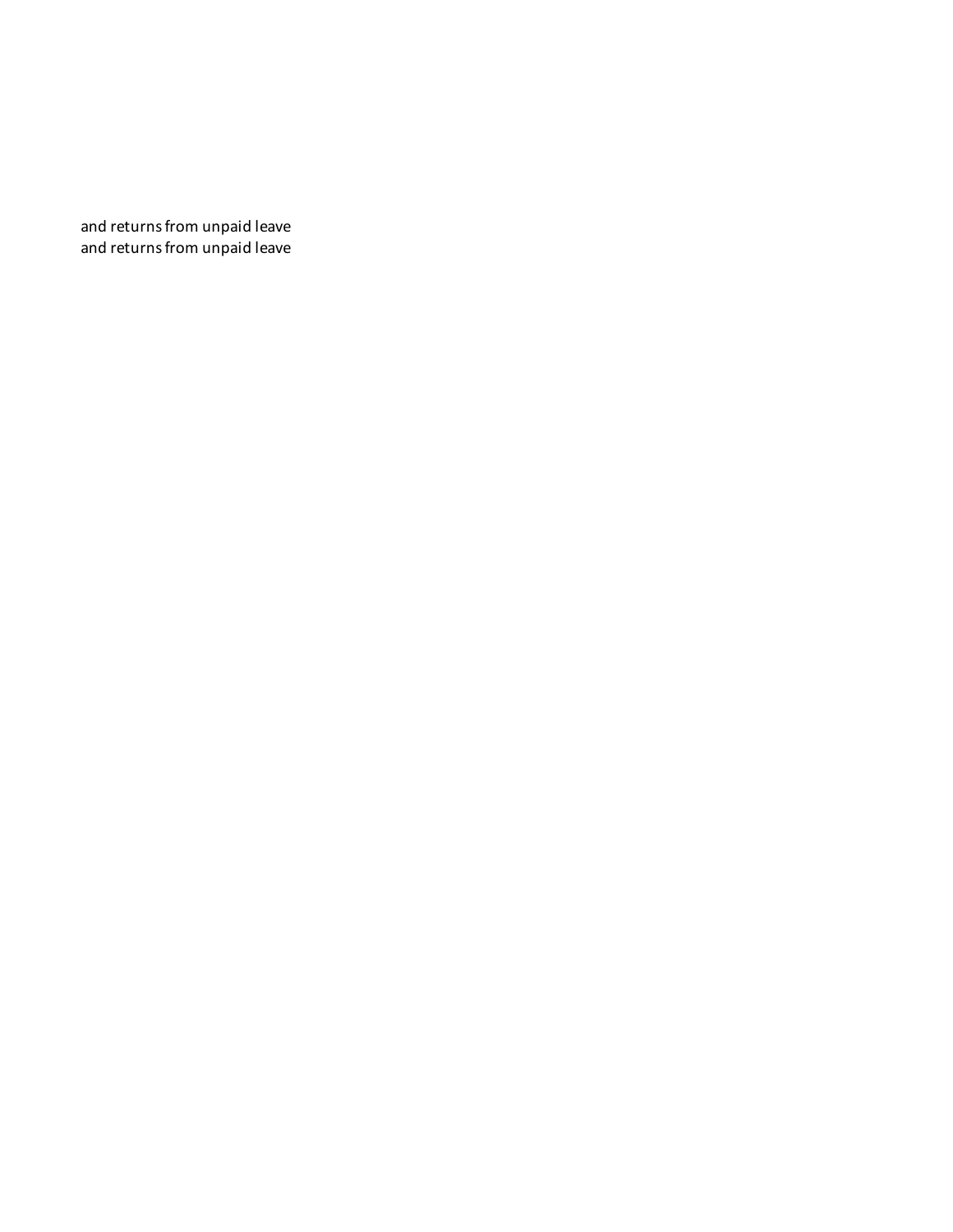and returns from unpaid leave
and returns from unpaid leave